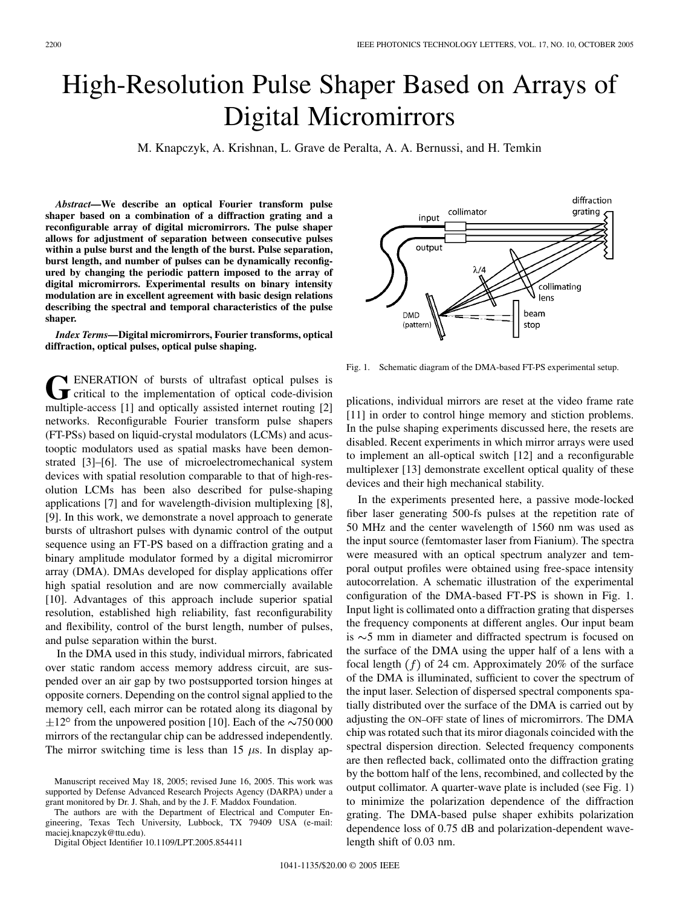# High-Resolution Pulse Shaper Based on Arrays of Digital Micromirrors

M. Knapczyk, A. Krishnan, L. Grave de Peralta, A. A. Bernussi, and H. Temkin

***Abstract*—We describe an optical Fourier transform pulse shaper based on a combination of a diffraction grating and a reconfigurable array of digital micromirrors. The pulse shaper allows for adjustment of separation between consecutive pulses within a pulse burst and the length of the burst. Pulse separation, burst length, and number of pulses can be dynamically reconfigured by changing the periodic pattern imposed to the array of digital micromirrors. Experimental results on binary intensity modulation are in excellent agreement with basic design relations describing the spectral and temporal characteristics of the pulse shaper.**

***Index Terms*—Digital micromirrors, Fourier transforms, optical diffraction, optical pulses, optical pulse shaping.**

Generation of bursts of ultrafast optical pulses is critical to the implementation of optical code-division multiple-access [1] and optically assisted internet routing [2] networks. Reconfigurable Fourier transform pulse shapers (FT-PSs) based on liquid-crystal modulators (LCMs) and acoustooptic modulators used as spatial masks have been demonstrated [3]–[6]. The use of microelectromechanical system devices with spatial resolution comparable to that of high-resolution LCMs has been also described for pulse-shaping applications [7] and for wavelength-division multiplexing [8], [9]. In this work, we demonstrate a novel approach to generate bursts of ultrashort pulses with dynamic control of the output sequence using an FT-PS based on a diffraction grating and a binary amplitude modulator formed by a digital micromirror array (DMA). DMAs developed for display applications offer high spatial resolution and are now commercially available [10]. Advantages of this approach include superior spatial resolution, established high reliability, fast reconfigurability and flexibility, control of the burst length, number of pulses, and pulse separation within the burst.

In the DMA used in this study, individual mirrors, fabricated over static random access memory address circuit, are suspended over an air gap by two postsupported torsion hinges at opposite corners. Depending on the control signal applied to the memory cell, each mirror can be rotated along its diagonal by $\pm 12^{\circ}$ from the unpowered position [10]. Each of the $\sim$750 000 mirrors of the rectangular chip can be addressed independently. The mirror switching time is less than 15 $\mu$s. In display applications, individual mirrors are reset at the video frame rate [11] in order to control hinge memory and stiction problems. In the pulse shaping experiments discussed here, the resets are disabled. Recent experiments in which mirror arrays were used to implement an all-optical switch [12] and a reconfigurable multiplexer [13] demonstrate excellent optical quality of these devices and their high mechanical stability.

Fig. 1. Schematic diagram of the DMA-based FT-PS experimental setup.

In the experiments presented here, a passive mode-locked fiber laser generating 500-fs pulses at the repetition rate of 50 MHz and the center wavelength of 1560 nm was used as the input source (femtomaster laser from Fianium). The spectra were measured with an optical spectrum analyzer and temporal output profiles were obtained using free-space intensity autocorrelation. A schematic illustration of the experimental configuration of the DMA-based FT-PS is shown in Fig. 1. Input light is collimated onto a diffraction grating that disperses the frequency components at different angles. Our input beam is $\sim$5 mm in diameter and diffracted spectrum is focused on the surface of the DMA using the upper half of a lens with a focal length ($f$) of 24 cm. Approximately 20% of the surface of the DMA is illuminated, sufficient to cover the spectrum of the input laser. Selection of dispersed spectral components spatially distributed over the surface of the DMA is carried out by adjusting the ON–OFF state of lines of micromirrors. The DMA chip was rotated such that its miror diagonals coincided with the spectral dispersion direction. Selected frequency components are then reflected back, collimated onto the diffraction grating by the bottom half of the lens, recombined, and collected by the output collimator. A quarter-wave plate is included (see Fig. 1) to minimize the polarization dependence of the diffraction grating. The DMA-based pulse shaper exhibits polarization dependence loss of 0.75 dB and polarization-dependent wavelength shift of 0.03 nm.

Manuscript received May 18, 2005; revised June 16, 2005. This work was supported by Defense Advanced Research Projects Agency (DARPA) under a grant monitored by Dr. J. Shah, and by the J. F. Maddox Foundation.

The authors are with the Department of Electrical and Computer Engineering, Texas Tech University, Lubbock, TX 79409 USA (e-mail: maciej.knapczyk@ttu.edu).

Digital Object Identifier 10.1109/LPT.2005.854411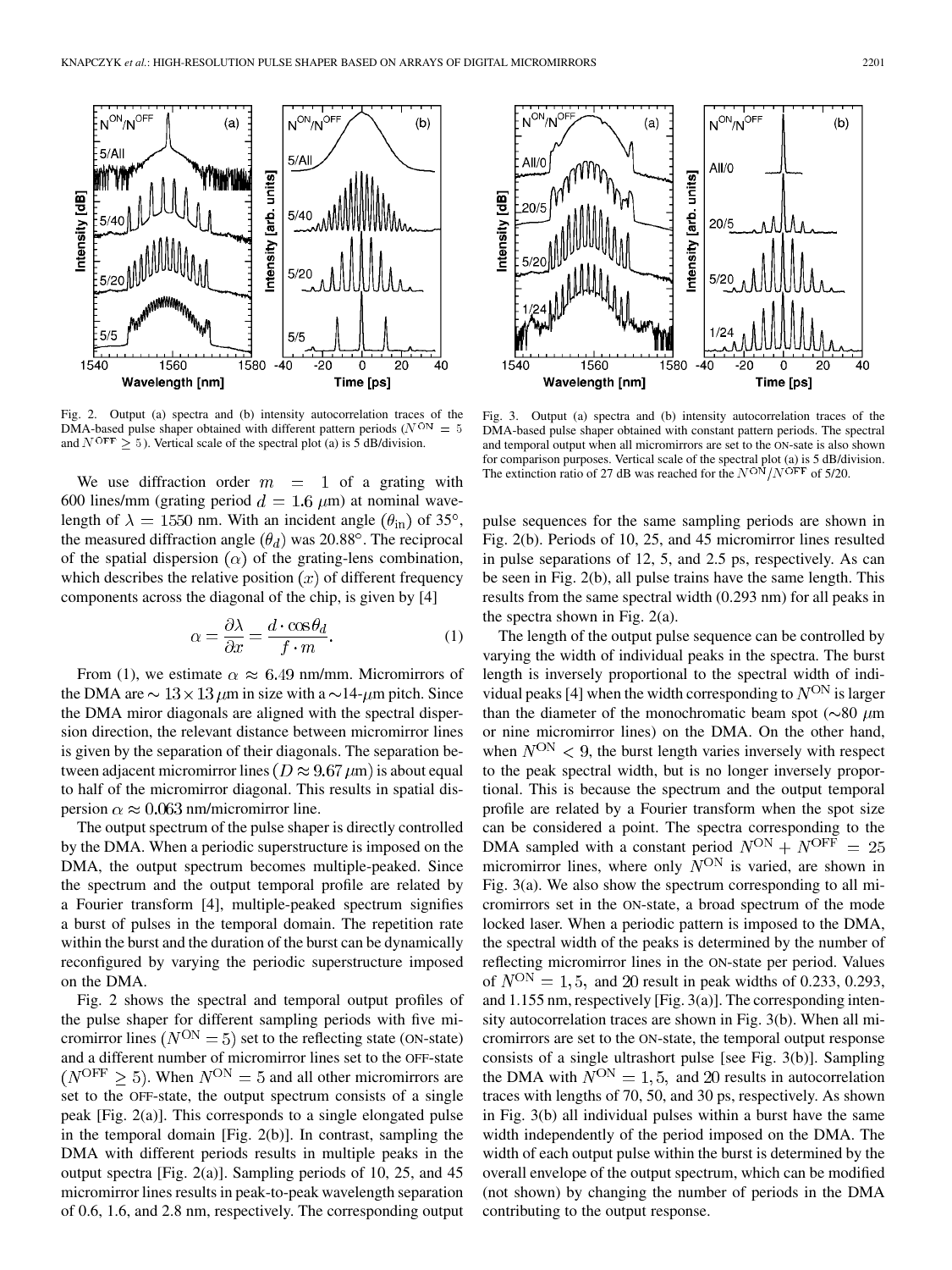Fig. 2. Output (a) spectra and (b) intensity autocorrelation traces of the DMA-based pulse shaper obtained with different pattern periods ($N^{\text{ON}} = 5$ and $N^{\text{OFF}} \geq 5$). Vertical scale of the spectral plot (a) is 5 dB/division.

Fig. 3. Output (a) spectra and (b) intensity autocorrelation traces of the DMA-based pulse shaper obtained with constant pattern periods. The spectral and temporal output when all micromirrors are set to the ON-sate is also shown for comparison purposes. Vertical scale of the spectral plot (a) is 5 dB/division. The extinction ratio of 27 dB was reached for the $N^{\text{ON}}/N^{\text{OFF}}$ of 5/20.

We use diffraction order $m = 1$ of a grating with 600 lines/mm (grating period $d = 1.6\ \mu$m) at nominal wavelength of $\lambda = 1550$ nm. With an incident angle ($\theta_{\text{in}}$) of 35°, the measured diffraction angle ($\theta_d$) was 20.88°. The reciprocal of the spatial dispersion ($\alpha$) of the grating-lens combination, which describes the relative position ($x$) of different frequency components across the diagonal of the chip, is given by [4]

$$\alpha = \frac{\partial \lambda}{\partial x} = \frac{d \cdot \cos\theta_d}{f \cdot m}. \tag{1}$$

From (1), we estimate $\alpha \approx 6.49$ nm/mm. Micromirrors of the DMA are $\sim 13 \times 13\ \mu$m in size with a $\sim$14-$\mu$m pitch. Since the DMA miror diagonals are aligned with the spectral dispersion direction, the relevant distance between micromirror lines is given by the separation of their diagonals. The separation between adjacent micromirror lines ($D \approx 9.67\ \mu$m) is about equal to half of the micromirror diagonal. This results in spatial dispersion $\alpha \approx 0.063$ nm/micromirror line.

The output spectrum of the pulse shaper is directly controlled by the DMA. When a periodic superstructure is imposed on the DMA, the output spectrum becomes multiple-peaked. Since the spectrum and the output temporal profile are related by a Fourier transform [4], multiple-peaked spectrum signifies a burst of pulses in the temporal domain. The repetition rate within the burst and the duration of the burst can be dynamically reconfigured by varying the periodic superstructure imposed on the DMA.

Fig. 2 shows the spectral and temporal output profiles of the pulse shaper for different sampling periods with five micromirror lines ($N^{\text{ON}} = 5$) set to the reflecting state (ON-state) and a different number of micromirror lines set to the OFF-state ($N^{\text{OFF}} \geq 5$). When $N^{\text{ON}} = 5$ and all other micromirrors are set to the OFF-state, the output spectrum consists of a single peak [Fig. 2(a)]. This corresponds to a single elongated pulse in the temporal domain [Fig. 2(b)]. In contrast, sampling the DMA with different periods results in multiple peaks in the output spectra [Fig. 2(a)]. Sampling periods of 10, 25, and 45 micromirror lines results in peak-to-peak wavelength separation of 0.6, 1.6, and 2.8 nm, respectively. The corresponding output pulse sequences for the same sampling periods are shown in Fig. 2(b). Periods of 10, 25, and 45 micromirror lines resulted in pulse separations of 12, 5, and 2.5 ps, respectively. As can be seen in Fig. 2(b), all pulse trains have the same length. This results from the same spectral width (0.293 nm) for all peaks in the spectra shown in Fig. 2(a).

The length of the output pulse sequence can be controlled by varying the width of individual peaks in the spectra. The burst length is inversely proportional to the spectral width of individual peaks [4] when the width corresponding to $N^{\text{ON}}$ is larger than the diameter of the monochromatic beam spot ($\sim$80 $\mu$m or nine micromirror lines) on the DMA. On the other hand, when $N^{\text{ON}} < 9$, the burst length varies inversely with respect to the peak spectral width, but is no longer inversely proportional. This is because the spectrum and the output temporal profile are related by a Fourier transform when the spot size can be considered a point. The spectra corresponding to the DMA sampled with a constant period $N^{\text{ON}} + N^{\text{OFF}} = 25$ micromirror lines, where only $N^{\text{ON}}$ is varied, are shown in Fig. 3(a). We also show the spectrum corresponding to all micromirrors set in the ON-state, a broad spectrum of the mode locked laser. When a periodic pattern is imposed to the DMA, the spectral width of the peaks is determined by the number of reflecting micromirror lines in the ON-state per period. Values of $N^{\text{ON}} = 1, 5,$ and 20 result in peak widths of 0.233, 0.293, and 1.155 nm, respectively [Fig. 3(a)]. The corresponding intensity autocorrelation traces are shown in Fig. 3(b). When all micromirrors are set to the ON-state, the temporal output response consists of a single ultrashort pulse [see Fig. 3(b)]. Sampling the DMA with $N^{\text{ON}} = 1, 5,$ and 20 results in autocorrelation traces with lengths of 70, 50, and 30 ps, respectively. As shown in Fig. 3(b) all individual pulses within a burst have the same width independently of the period imposed on the DMA. The width of each output pulse within the burst is determined by the overall envelope of the output spectrum, which can be modified (not shown) by changing the number of periods in the DMA contributing to the output response.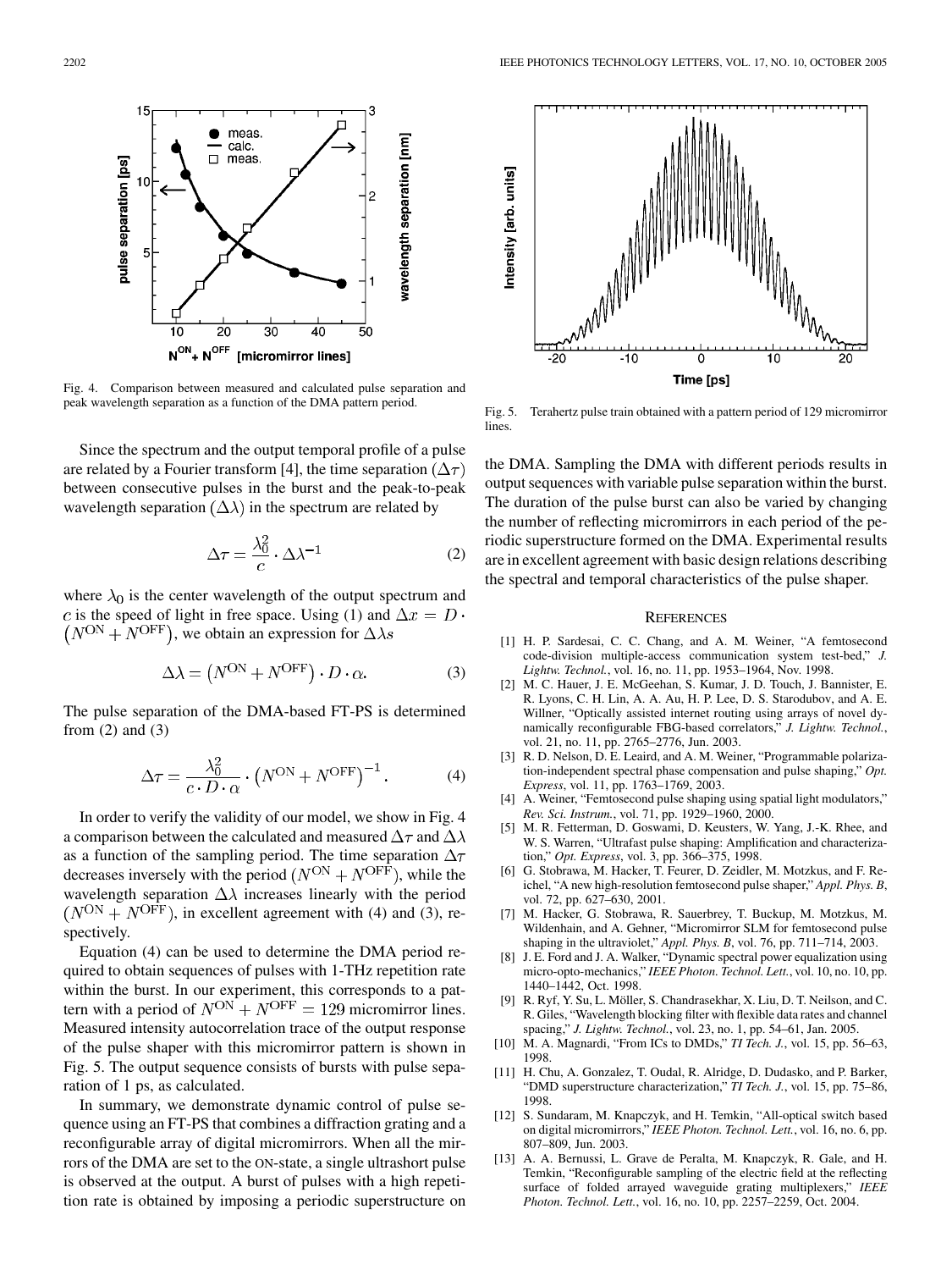pulse separation [ps]

wavelength separation [nm]

meas.

calc.

meas.

$N^{ON} + N^{OFF}$ [micromirror lines]

15

10

5

3

2

1

10 20 30 40 50

Fig. 4. Comparison between measured and calculated pulse separation and peak wavelength separation as a function of the DMA pattern period.

Intensity [arb. units]

Time [ps]

-20 -10 0 10 20

Fig. 5. Terahertz pulse train obtained with a pattern period of 129 micromirror lines.

Since the spectrum and the output temporal profile of a pulse are related by a Fourier transform [4], the time separation ($\Delta\tau$) between consecutive pulses in the burst and the peak-to-peak wavelength separation ($\Delta\lambda$) in the spectrum are related by

$$\Delta\tau = \frac{\lambda_0^2}{c} \cdot \Delta\lambda^{-1} \tag{2}$$

where $\lambda_0$ is the center wavelength of the output spectrum and $c$ is the speed of light in free space. Using (1) and $\Delta x = D \cdot (N^{\mathrm{ON}} + N^{\mathrm{OFF}})$, we obtain an expression for $\Delta\lambda s$

$$\Delta\lambda = \left(N^{\mathrm{ON}} + N^{\mathrm{OFF}}\right) \cdot D \cdot \alpha. \tag{3}$$

The pulse separation of the DMA-based FT-PS is determined from (2) and (3)

$$\Delta\tau = \frac{\lambda_0^2}{c \cdot D \cdot \alpha} \cdot \left(N^{\mathrm{ON}} + N^{\mathrm{OFF}}\right)^{-1}. \tag{4}$$

In order to verify the validity of our model, we show in Fig. 4 a comparison between the calculated and measured $\Delta\tau$ and $\Delta\lambda$ as a function of the sampling period. The time separation $\Delta\tau$ decreases inversely with the period $(N^{\mathrm{ON}} + N^{\mathrm{OFF}})$, while the wavelength separation $\Delta\lambda$ increases linearly with the period $(N^{\mathrm{ON}} + N^{\mathrm{OFF}})$, in excellent agreement with (4) and (3), respectively.

Equation (4) can be used to determine the DMA period required to obtain sequences of pulses with 1-THz repetition rate within the burst. In our experiment, this corresponds to a pattern with a period of $N^{\mathrm{ON}} + N^{\mathrm{OFF}} = 129$ micromirror lines. Measured intensity autocorrelation trace of the output response of the pulse shaper with this micromirror pattern is shown in Fig. 5. The output sequence consists of bursts with pulse separation of 1 ps, as calculated.

In summary, we demonstrate dynamic control of pulse sequence using an FT-PS that combines a diffraction grating and a reconfigurable array of digital micromirrors. When all the mirrors of the DMA are set to the ON-state, a single ultrashort pulse is observed at the output. A burst of pulses with a high repetition rate is obtained by imposing a periodic superstructure on the DMA. Sampling the DMA with different periods results in output sequences with variable pulse separation within the burst. The duration of the pulse burst can also be varied by changing the number of reflecting micromirrors in each period of the periodic superstructure formed on the DMA. Experimental results are in excellent agreement with basic design relations describing the spectral and temporal characteristics of the pulse shaper.

## References

[1] H. P. Sardesai, C. C. Chang, and A. M. Weiner, "A femtosecond code-division multiple-access communication system test-bed," *J. Lightw. Technol.*, vol. 16, no. 11, pp. 1953–1964, Nov. 1998.

[2] M. C. Hauer, J. E. McGeehan, S. Kumar, J. D. Touch, J. Bannister, E. R. Lyons, C. H. Lin, A. A. Au, H. P. Lee, D. S. Starodubov, and A. E. Willner, "Optically assisted internet routing using arrays of novel dynamically reconfigurable FBG-based correlators," *J. Lightw. Technol.*, vol. 21, no. 11, pp. 2765–2776, Jun. 2003.

[3] R. D. Nelson, D. E. Leaird, and A. M. Weiner, "Programmable polarization-independent spectral phase compensation and pulse shaping," *Opt. Express*, vol. 11, pp. 1763–1769, 2003.

[4] A. Weiner, "Femtosecond pulse shaping using spatial light modulators," *Rev. Sci. Instrum.*, vol. 71, pp. 1929–1960, 2000.

[5] M. R. Fetterman, D. Goswami, D. Keusters, W. Yang, J.-K. Rhee, and W. S. Warren, "Ultrafast pulse shaping: Amplification and characterization," *Opt. Express*, vol. 3, pp. 366–375, 1998.

[6] G. Stobrawa, M. Hacker, T. Feurer, D. Zeidler, M. Motzkus, and F. Reichel, "A new high-resolution femtosecond pulse shaper," *Appl. Phys. B*, vol. 72, pp. 627–630, 2001.

[7] M. Hacker, G. Stobrawa, R. Sauerbrey, T. Buckup, M. Motzkus, M. Wildenhain, and A. Gehner, "Micromirror SLM for femtosecond pulse shaping in the ultraviolet," *Appl. Phys. B*, vol. 76, pp. 711–714, 2003.

[8] J. E. Ford and J. A. Walker, "Dynamic spectral power equalization using micro-opto-mechanics," *IEEE Photon. Technol. Lett.*, vol. 10, no. 10, pp. 1440–1442, Oct. 1998.

[9] R. Ryf, Y. Su, L. Möller, S. Chandrasekhar, X. Liu, D. T. Neilson, and C. R. Giles, "Wavelength blocking filter with flexible data rates and channel spacing," *J. Lightw. Technol.*, vol. 23, no. 1, pp. 54–61, Jan. 2005.

[10] M. A. Magnardi, "From ICs to DMDs," *TI Tech. J.*, vol. 15, pp. 56–63, 1998.

[11] H. Chu, A. Gonzalez, T. Oudal, R. Alridge, D. Dudasko, and P. Barker, "DMD superstructure characterization," *TI Tech. J.*, vol. 15, pp. 75–86, 1998.

[12] S. Sundaram, M. Knapczyk, and H. Temkin, "All-optical switch based on digital micromirrors," *IEEE Photon. Technol. Lett.*, vol. 16, no. 6, pp. 807–809, Jun. 2003.

[13] A. A. Bernussi, L. Grave de Peralta, M. Knapczyk, R. Gale, and H. Temkin, "Reconfigurable sampling of the electric field at the reflecting surface of folded arrayed waveguide grating multiplexers," *IEEE Photon. Technol. Lett.*, vol. 16, no. 10, pp. 2257–2259, Oct. 2004.